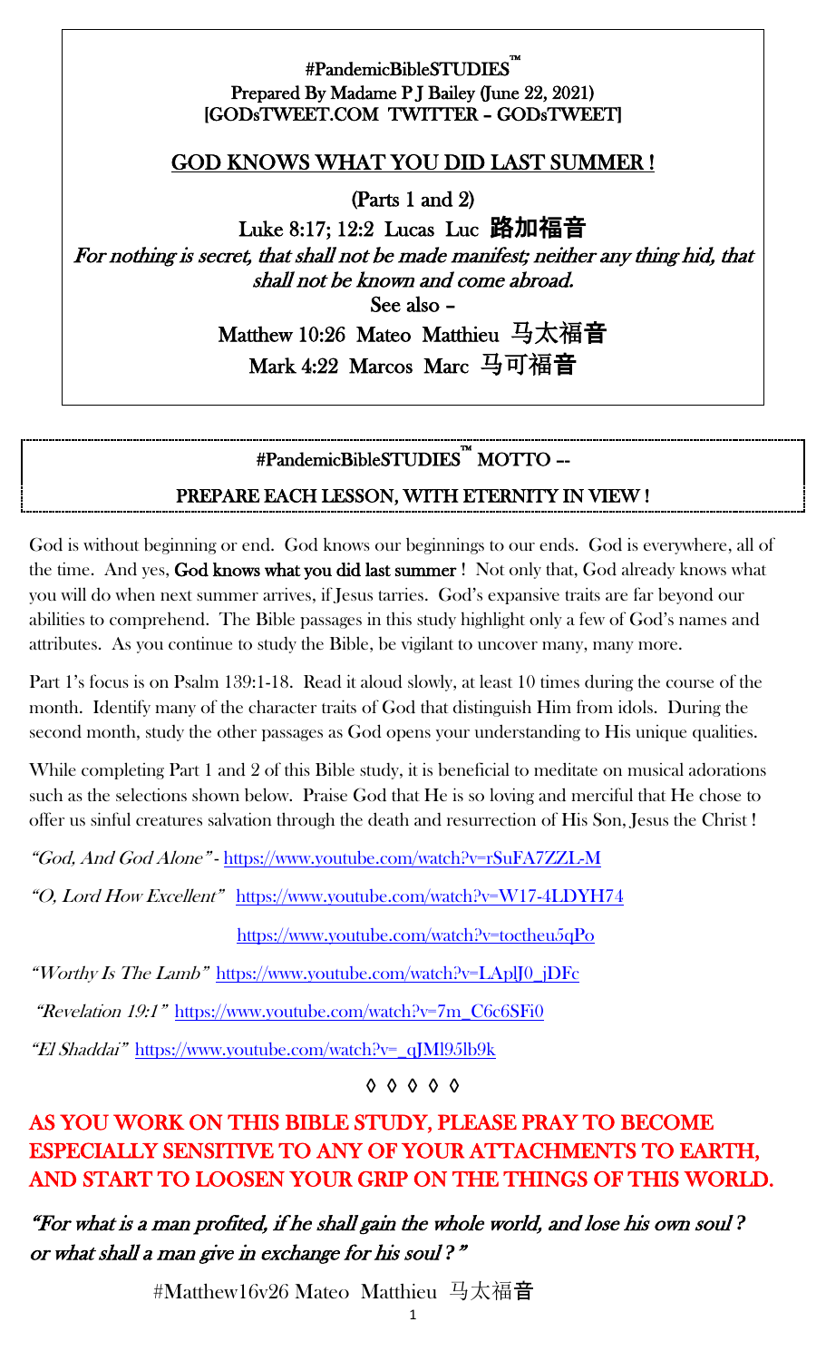**#PandemicBibleSTUDIES™**
**Prepared By Madame P J Bailey (June 22, 2021)**
**[GODsTWEET.COM TWITTER – GODsTWEET]**

## GOD KNOWS WHAT YOU DID LAST SUMMER !

**(Parts 1 and 2)**

**Luke 8:17; 12:2 Lucas Luc 路加福音**

*For nothing is secret, that shall not be made manifest; neither any thing hid, that shall not be known and come abroad.*

**See also –**

**Matthew 10:26 Mateo Matthieu 马太福音**

**Mark 4:22 Marcos Marc 马可福音**

---

**#PandemicBibleSTUDIES™ MOTTO --**

**PREPARE EACH LESSON, WITH ETERNITY IN VIEW !**

---

God is without beginning or end. God knows our beginnings to our ends. God is everywhere, all of the time. And yes, **God knows what you did last summer** ! Not only that, God already knows what you will do when next summer arrives, if Jesus tarries. God's expansive traits are far beyond our abilities to comprehend. The Bible passages in this study highlight only a few of God's names and attributes. As you continue to study the Bible, be vigilant to uncover many, many more.

Part 1's focus is on Psalm 139:1-18. Read it aloud slowly, at least 10 times during the course of the month. Identify many of the character traits of God that distinguish Him from idols. During the second month, study the other passages as God opens your understanding to His unique qualities.

While completing Part 1 and 2 of this Bible study, it is beneficial to meditate on musical adorations such as the selections shown below. Praise God that He is so loving and merciful that He chose to offer us sinful creatures salvation through the death and resurrection of His Son, Jesus the Christ !

*"God, And God Alone"* - https://www.youtube.com/watch?v=rSuFA7ZZL-M

*"O, Lord How Excellent"* https://www.youtube.com/watch?v=W17-4LDYH74

https://www.youtube.com/watch?v=toctheu5qPo

*"Worthy Is The Lamb"* https://www.youtube.com/watch?v=LAplJ0_jDFc

*"Revelation 19:1"* https://www.youtube.com/watch?v=7m_C6c6SFi0

*"El Shaddai"* https://www.youtube.com/watch?v=_qJMl95lb9k

◊ ◊ ◊ ◊ ◊

**AS YOU WORK ON THIS BIBLE STUDY, PLEASE PRAY TO BECOME ESPECIALLY SENSITIVE TO ANY OF YOUR ATTACHMENTS TO EARTH, AND START TO LOOSEN YOUR GRIP ON THE THINGS OF THIS WORLD.**

*"For what is a man profited, if he shall gain the whole world, and lose his own soul ? or what shall a man give in exchange for his soul ?"*

#Matthew16v26 Mateo Matthieu 马太福音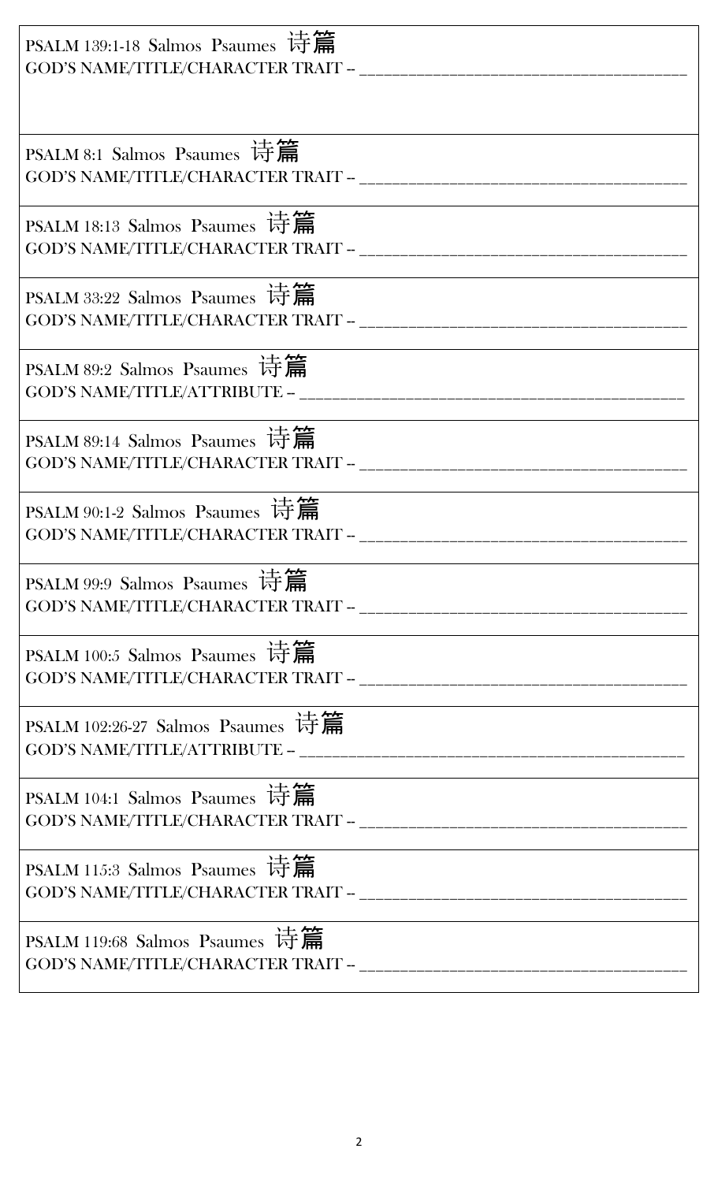PSALM 139:1-18 Salmos Psaumes 诗篇
GOD'S NAME/TITLE/CHARACTER TRAIT -- ______________________________________

PSALM 8:1 Salmos Psaumes 诗篇
GOD'S NAME/TITLE/CHARACTER TRAIT -- ______________________________________

PSALM 18:13 Salmos Psaumes 诗篇
GOD'S NAME/TITLE/CHARACTER TRAIT -- ______________________________________

PSALM 33:22 Salmos Psaumes 诗篇
GOD'S NAME/TITLE/CHARACTER TRAIT -- ______________________________________

PSALM 89:2 Salmos Psaumes 诗篇
GOD'S NAME/TITLE/ATTRIBUTE -- ____________________________________________

PSALM 89:14 Salmos Psaumes 诗篇
GOD'S NAME/TITLE/CHARACTER TRAIT -- ______________________________________

PSALM 90:1-2 Salmos Psaumes 诗篇
GOD'S NAME/TITLE/CHARACTER TRAIT -- ______________________________________

PSALM 99:9 Salmos Psaumes 诗篇
GOD'S NAME/TITLE/CHARACTER TRAIT -- ______________________________________

PSALM 100:5 Salmos Psaumes 诗篇
GOD'S NAME/TITLE/CHARACTER TRAIT -- ______________________________________

PSALM 102:26-27 Salmos Psaumes 诗篇
GOD'S NAME/TITLE/ATTRIBUTE -- ____________________________________________

PSALM 104:1 Salmos Psaumes 诗篇
GOD'S NAME/TITLE/CHARACTER TRAIT -- ______________________________________

PSALM 115:3 Salmos Psaumes 诗篇
GOD'S NAME/TITLE/CHARACTER TRAIT -- ______________________________________

PSALM 119:68 Salmos Psaumes 诗篇
GOD'S NAME/TITLE/CHARACTER TRAIT -- ______________________________________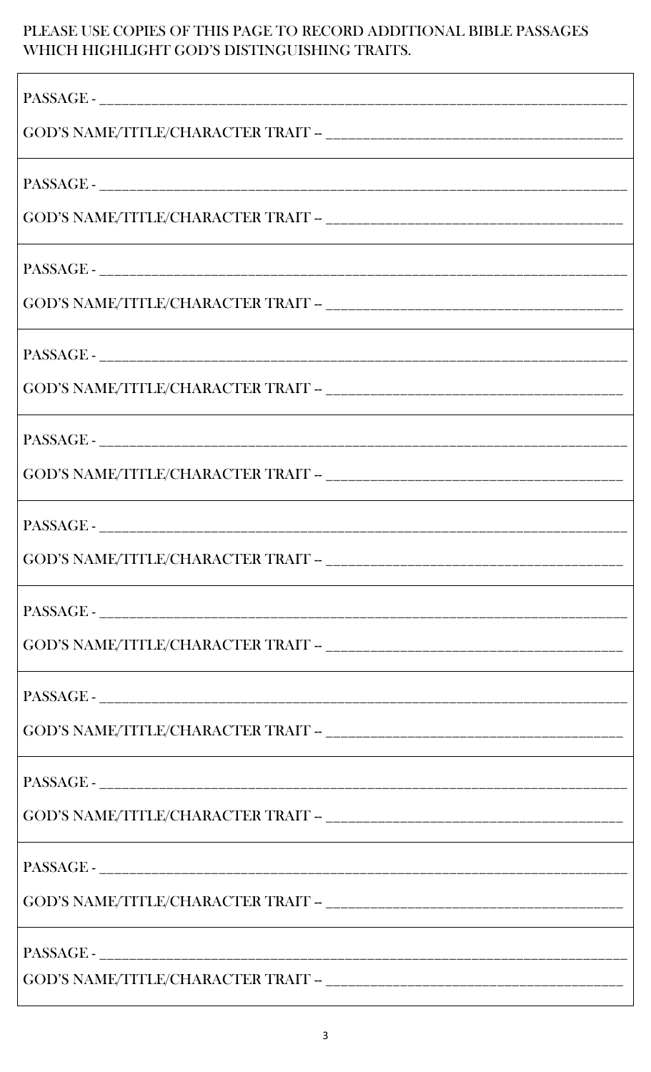PLEASE USE COPIES OF THIS PAGE TO RECORD ADDITIONAL BIBLE PASSAGES WHICH HIGHLIGHT GOD'S DISTINGUISHING TRAITS.

PASSAGE - ______________________________________________________________

GOD'S NAME/TITLE/CHARACTER TRAIT -- ________________________________

PASSAGE - ______________________________________________________________

GOD'S NAME/TITLE/CHARACTER TRAIT -- ________________________________

PASSAGE - ______________________________________________________________

GOD'S NAME/TITLE/CHARACTER TRAIT -- ________________________________

PASSAGE - ______________________________________________________________

GOD'S NAME/TITLE/CHARACTER TRAIT -- ________________________________

PASSAGE - ______________________________________________________________

GOD'S NAME/TITLE/CHARACTER TRAIT -- ________________________________

PASSAGE - ______________________________________________________________

GOD'S NAME/TITLE/CHARACTER TRAIT -- ________________________________

PASSAGE - ______________________________________________________________

GOD'S NAME/TITLE/CHARACTER TRAIT -- ________________________________

PASSAGE - ______________________________________________________________

GOD'S NAME/TITLE/CHARACTER TRAIT -- ________________________________

PASSAGE - ______________________________________________________________

GOD'S NAME/TITLE/CHARACTER TRAIT -- ________________________________

PASSAGE - ______________________________________________________________

GOD'S NAME/TITLE/CHARACTER TRAIT -- ________________________________

PASSAGE - ______________________________________________________________

GOD'S NAME/TITLE/CHARACTER TRAIT -- ________________________________